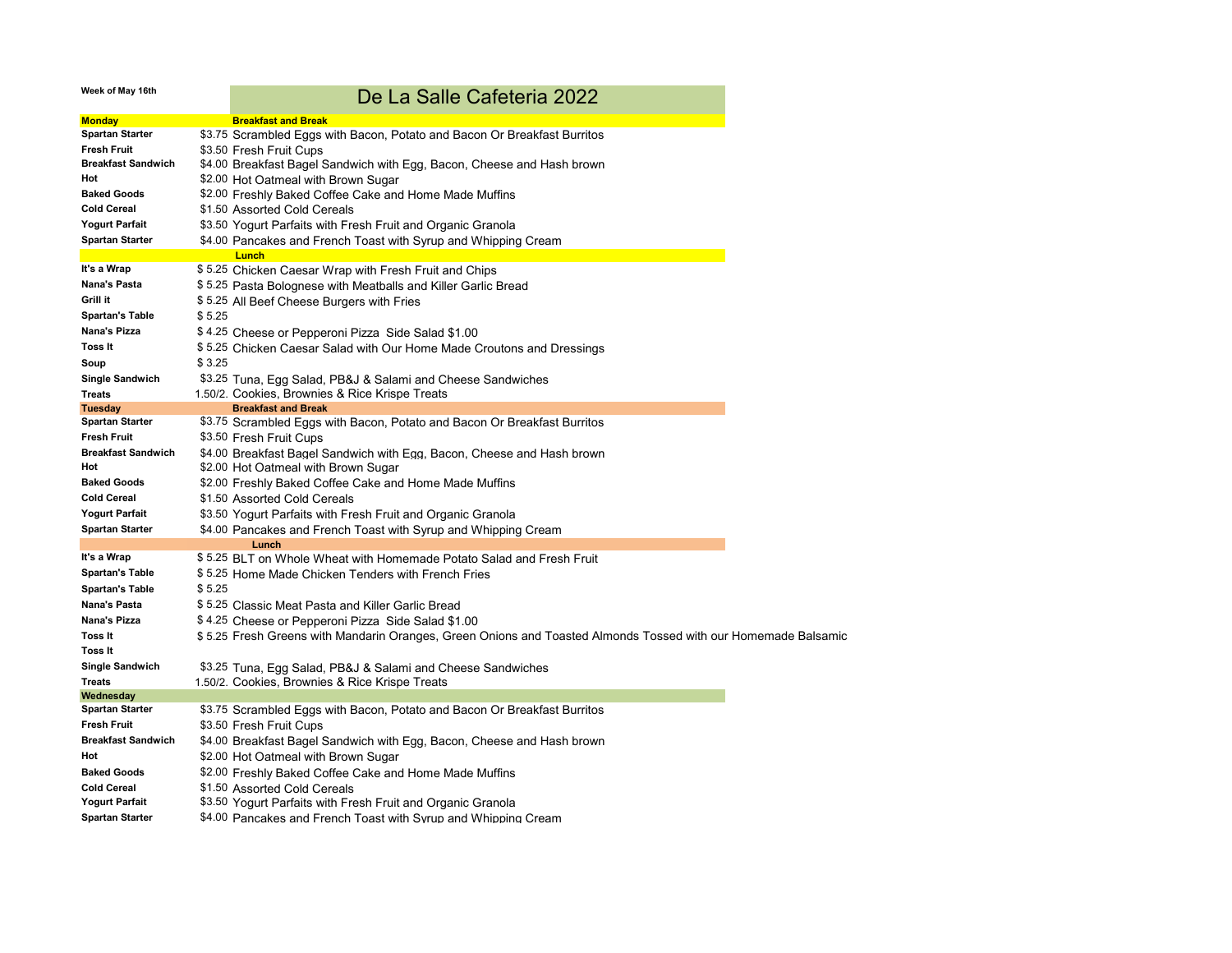Week of May 16th

# De La Salle Cafeteria 2022

| **Monday** | | **Breakfast and Break** |
|---|---|---|
| **Spartan Starter** | $3.75 | Scrambled Eggs with Bacon, Potato and Bacon Or Breakfast Burritos |
| **Fresh Fruit** | $3.50 | Fresh Fruit Cups |
| **Breakfast Sandwich** | $4.00 | Breakfast Bagel Sandwich with Egg, Bacon, Cheese and Hash brown |
| **Hot** | $2.00 | Hot Oatmeal with Brown Sugar |
| **Baked Goods** | $2.00 | Freshly Baked Coffee Cake and Home Made Muffins |
| **Cold Cereal** | $1.50 | Assorted Cold Cereals |
| **Yogurt Parfait** | $3.50 | Yogurt Parfaits with Fresh Fruit and Organic Granola |
| **Spartan Starter** | $4.00 | Pancakes and French Toast with Syrup and Whipping Cream |
| | | **Lunch** |
| **It's a Wrap** | $ 5.25 | Chicken Caesar Wrap with Fresh Fruit and Chips |
| **Nana's Pasta** | $ 5.25 | Pasta Bolognese with Meatballs and Killer Garlic Bread |
| **Grill it** | $ 5.25 | All Beef Cheese Burgers with Fries |
| **Spartan's Table** | $ 5.25 | |
| **Nana's Pizza** | $ 4.25 | Cheese or Pepperoni Pizza Side Salad $1.00 |
| **Toss It** | $ 5.25 | Chicken Caesar Salad with Our Home Made Croutons and Dressings |
| **Soup** | $ 3.25 | |
| **Single Sandwich** | $3.25 | Tuna, Egg Salad, PB&J & Salami and Cheese Sandwiches |
| **Treats** | 1.50/2. | Cookies, Brownies & Rice Krispe Treats |
| **Tuesday** | | **Breakfast and Break** |
| **Spartan Starter** | $3.75 | Scrambled Eggs with Bacon, Potato and Bacon Or Breakfast Burritos |
| **Fresh Fruit** | $3.50 | Fresh Fruit Cups |
| **Breakfast Sandwich** | $4.00 | Breakfast Bagel Sandwich with Egg, Bacon, Cheese and Hash brown |
| **Hot** | $2.00 | Hot Oatmeal with Brown Sugar |
| **Baked Goods** | $2.00 | Freshly Baked Coffee Cake and Home Made Muffins |
| **Cold Cereal** | $1.50 | Assorted Cold Cereals |
| **Yogurt Parfait** | $3.50 | Yogurt Parfaits with Fresh Fruit and Organic Granola |
| **Spartan Starter** | $4.00 | Pancakes and French Toast with Syrup and Whipping Cream |
| | | **Lunch** |
| **It's a Wrap** | $ 5.25 | BLT on Whole Wheat with Homemade Potato Salad and Fresh Fruit |
| **Spartan's Table** | $ 5.25 | Home Made Chicken Tenders with French Fries |
| **Spartan's Table** | $ 5.25 | |
| **Nana's Pasta** | $ 5.25 | Classic Meat Pasta and Killer Garlic Bread |
| **Nana's Pizza** | $ 4.25 | Cheese or Pepperoni Pizza Side Salad $1.00 |
| **Toss It** | $ 5.25 | Fresh Greens with Mandarin Oranges, Green Onions and Toasted Almonds Tossed with our Homemade Balsamic |
| **Toss It** | | |
| **Single Sandwich** | $3.25 | Tuna, Egg Salad, PB&J & Salami and Cheese Sandwiches |
| **Treats** | 1.50/2. | Cookies, Brownies & Rice Krispe Treats |
| **Wednesday** | | |
| **Spartan Starter** | $3.75 | Scrambled Eggs with Bacon, Potato and Bacon Or Breakfast Burritos |
| **Fresh Fruit** | $3.50 | Fresh Fruit Cups |
| **Breakfast Sandwich** | $4.00 | Breakfast Bagel Sandwich with Egg, Bacon, Cheese and Hash brown |
| **Hot** | $2.00 | Hot Oatmeal with Brown Sugar |
| **Baked Goods** | $2.00 | Freshly Baked Coffee Cake and Home Made Muffins |
| **Cold Cereal** | $1.50 | Assorted Cold Cereals |
| **Yogurt Parfait** | $3.50 | Yogurt Parfaits with Fresh Fruit and Organic Granola |
| **Spartan Starter** | $4.00 | Pancakes and French Toast with Syrup and Whipping Cream |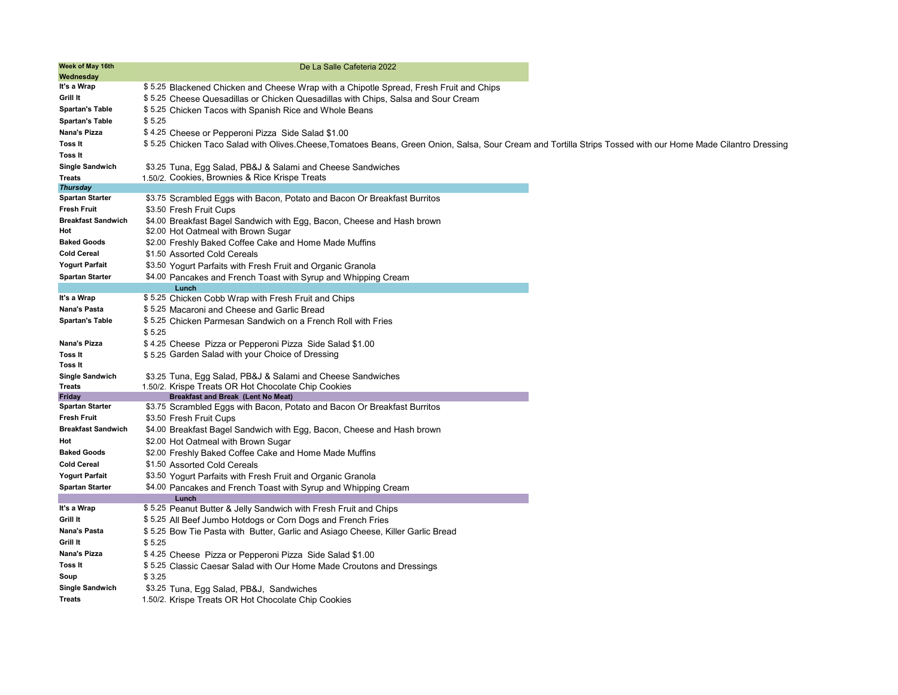| Week of May 16th | De La Salle Cafeteria 2022 |
|---|---|
| **Wednesday** | |
| It's a Wrap | $ 5.25 Blackened Chicken and Cheese Wrap with a Chipotle Spread, Fresh Fruit and Chips |
| Grill It | $ 5.25 Cheese Quesadillas or Chicken Quesadillas with Chips, Salsa and Sour Cream |
| Spartan's Table | $ 5.25 Chicken Tacos with Spanish Rice and Whole Beans |
| Spartan's Table | $ 5.25 |
| Nana's Pizza | $ 4.25 Cheese or Pepperoni Pizza Side Salad $1.00 |
| Toss It | $ 5.25 Chicken Taco Salad with Olives.Cheese,Tomatoes Beans, Green Onion, Salsa, Sour Cream and Tortilla Strips Tossed with our Home Made Cilantro Dressing |
| Toss It | |
| Single Sandwich | $3.25 Tuna, Egg Salad, PB&J & Salami and Cheese Sandwiches |
| Treats | 1.50/2. Cookies, Brownies & Rice Krispe Treats |
| ***Thursday*** | |
| Spartan Starter | $3.75 Scrambled Eggs with Bacon, Potato and Bacon Or Breakfast Burritos |
| Fresh Fruit | $3.50 Fresh Fruit Cups |
| Breakfast Sandwich | $4.00 Breakfast Bagel Sandwich with Egg, Bacon, Cheese and Hash brown |
| Hot | $2.00 Hot Oatmeal with Brown Sugar |
| Baked Goods | $2.00 Freshly Baked Coffee Cake and Home Made Muffins |
| Cold Cereal | $1.50 Assorted Cold Cereals |
| Yogurt Parfait | $3.50 Yogurt Parfaits with Fresh Fruit and Organic Granola |
| Spartan Starter | $4.00 Pancakes and French Toast with Syrup and Whipping Cream |
| | **Lunch** |
| It's a Wrap | $ 5.25 Chicken Cobb Wrap with Fresh Fruit and Chips |
| Nana's Pasta | $ 5.25 Macaroni and Cheese and Garlic Bread |
| Spartan's Table | $ 5.25 Chicken Parmesan Sandwich on a French Roll with Fries |
| | $ 5.25 |
| Nana's Pizza | $ 4.25 Cheese Pizza or Pepperoni Pizza Side Salad $1.00 |
| Toss It | $ 5.25 Garden Salad with your Choice of Dressing |
| Toss It | |
| Single Sandwich | $3.25 Tuna, Egg Salad, PB&J & Salami and Cheese Sandwiches |
| Treats | 1.50/2. Krispe Treats OR Hot Chocolate Chip Cookies |
| **Friday** | **Breakfast and Break (Lent No Meat)** |
| Spartan Starter | $3.75 Scrambled Eggs with Bacon, Potato and Bacon Or Breakfast Burritos |
| Fresh Fruit | $3.50 Fresh Fruit Cups |
| Breakfast Sandwich | $4.00 Breakfast Bagel Sandwich with Egg, Bacon, Cheese and Hash brown |
| Hot | $2.00 Hot Oatmeal with Brown Sugar |
| Baked Goods | $2.00 Freshly Baked Coffee Cake and Home Made Muffins |
| Cold Cereal | $1.50 Assorted Cold Cereals |
| Yogurt Parfait | $3.50 Yogurt Parfaits with Fresh Fruit and Organic Granola |
| Spartan Starter | $4.00 Pancakes and French Toast with Syrup and Whipping Cream |
| | **Lunch** |
| It's a Wrap | $ 5.25 Peanut Butter & Jelly Sandwich with Fresh Fruit and Chips |
| Grill It | $ 5.25 All Beef Jumbo Hotdogs or Corn Dogs and French Fries |
| Nana's Pasta | $ 5.25 Bow Tie Pasta with Butter, Garlic and Asiago Cheese, Killer Garlic Bread |
| Grill It | $ 5.25 |
| Nana's Pizza | $ 4.25 Cheese Pizza or Pepperoni Pizza Side Salad $1.00 |
| Toss It | $ 5.25 Classic Caesar Salad with Our Home Made Croutons and Dressings |
| Soup | $ 3.25 |
| Single Sandwich | $3.25 Tuna, Egg Salad, PB&J, Sandwiches |
| Treats | 1.50/2. Krispe Treats OR Hot Chocolate Chip Cookies |